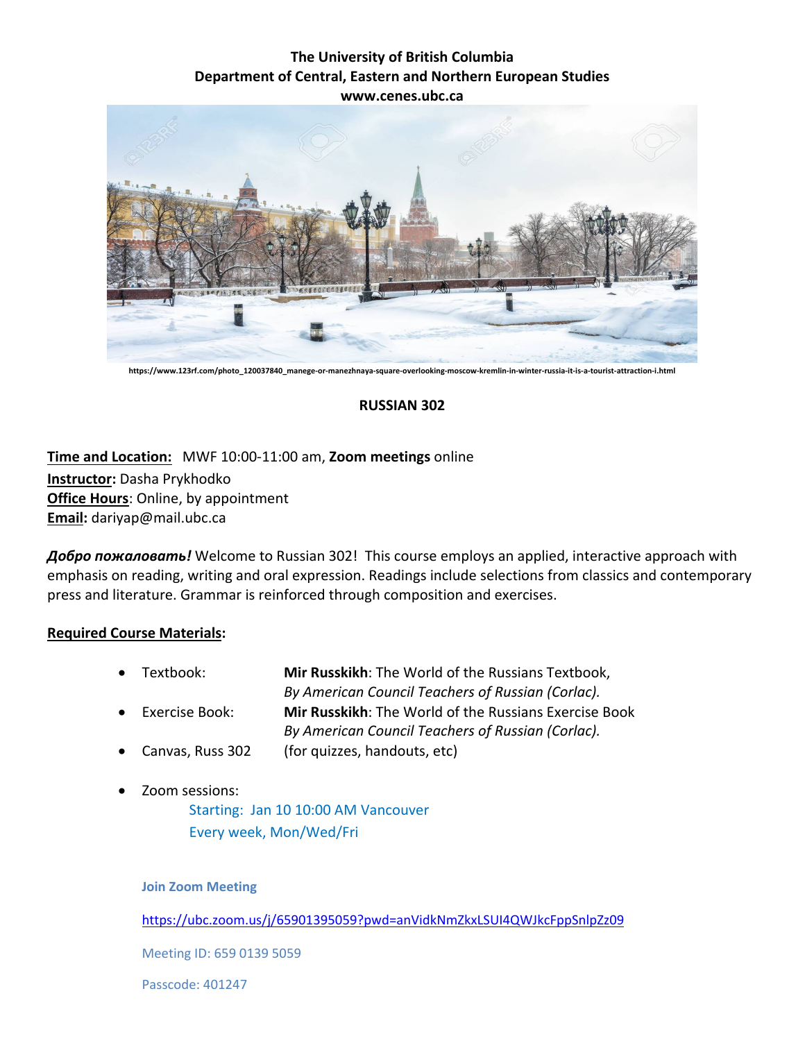**The University of British Columbia**
**Department of Central, Eastern and Northern European Studies**
**www.cenes.ubc.ca**

https://www.123rf.com/photo_120037840_manege-or-manezhnaya-square-overlooking-moscow-kremlin-in-winter-russia-it-is-a-tourist-attraction-i.html

# RUSSIAN 302

**Time and Location:** MWF 10:00-11:00 am, **Zoom meetings** online
**Instructor:** Dasha Prykhodko
**Office Hours**: Online, by appointment
**Email:** dariyap@mail.ubc.ca

***Добро пожаловать!*** Welcome to Russian 302! This course employs an applied, interactive approach with emphasis on reading, writing and oral expression. Readings include selections from classics and contemporary press and literature. Grammar is reinforced through composition and exercises.

**Required Course Materials:**

- Textbook: **Mir Russkikh**: The World of the Russians Textbook, *By American Council Teachers of Russian (Corlac).*
- Exercise Book: **Mir Russkikh**: The World of the Russians Exercise Book *By American Council Teachers of Russian (Corlac).*
- Canvas, Russ 302 (for quizzes, handouts, etc)
- Zoom sessions:
  Starting: Jan 10 10:00 AM Vancouver
  Every week, Mon/Wed/Fri

**Join Zoom Meeting**

https://ubc.zoom.us/j/65901395059?pwd=anVidkNmZkxLSUI4QWJkcFppSnlpZz09

Meeting ID: 659 0139 5059

Passcode: 401247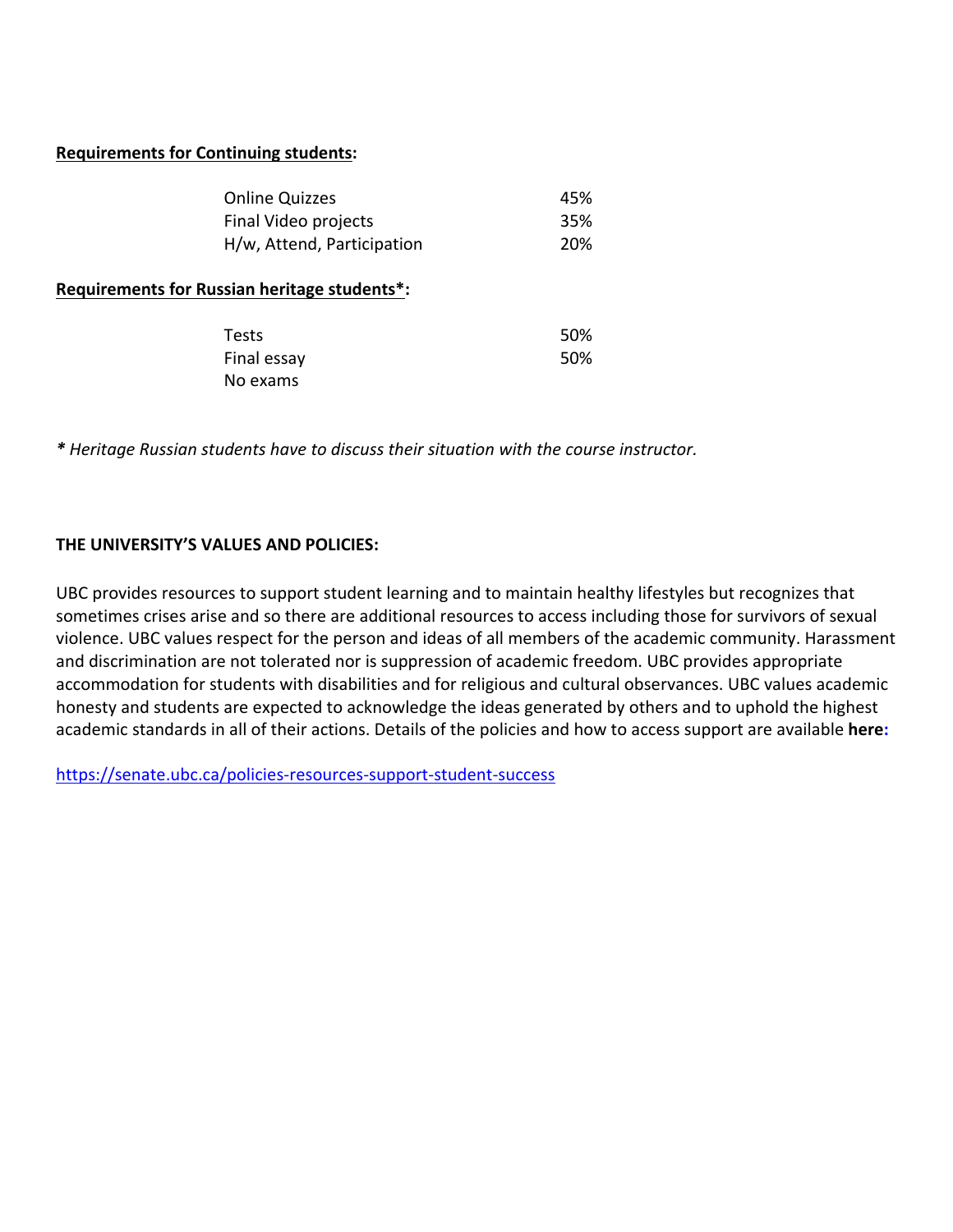**Requirements for Continuing students:**

| | |
|---|---|
| Online Quizzes | 45% |
| Final Video projects | 35% |
| H/w, Attend, Participation | 20% |

**Requirements for Russian heritage students*:**

| | |
|---|---|
| Tests | 50% |
| Final essay | 50% |
| No exams | |

*** *Heritage Russian students have to discuss their situation with the course instructor.*

**THE UNIVERSITY'S VALUES AND POLICIES:**

UBC provides resources to support student learning and to maintain healthy lifestyles but recognizes that sometimes crises arise and so there are additional resources to access including those for survivors of sexual violence. UBC values respect for the person and ideas of all members of the academic community. Harassment and discrimination are not tolerated nor is suppression of academic freedom. UBC provides appropriate accommodation for students with disabilities and for religious and cultural observances. UBC values academic honesty and students are expected to acknowledge the ideas generated by others and to uphold the highest academic standards in all of their actions. Details of the policies and how to access support are available **here:**

https://senate.ubc.ca/policies-resources-support-student-success